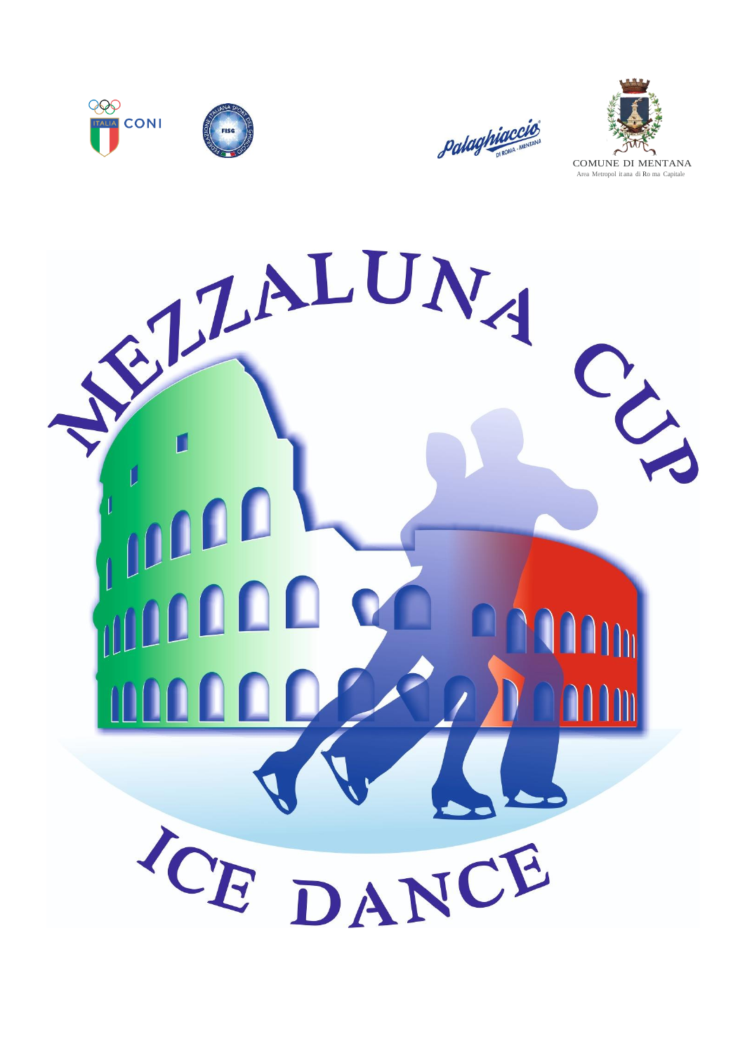CONI

COMUNE DI MENTANA
Area Metropolitana di Roma Capitale

# MEZZALUNA CUP

# ICE DANCE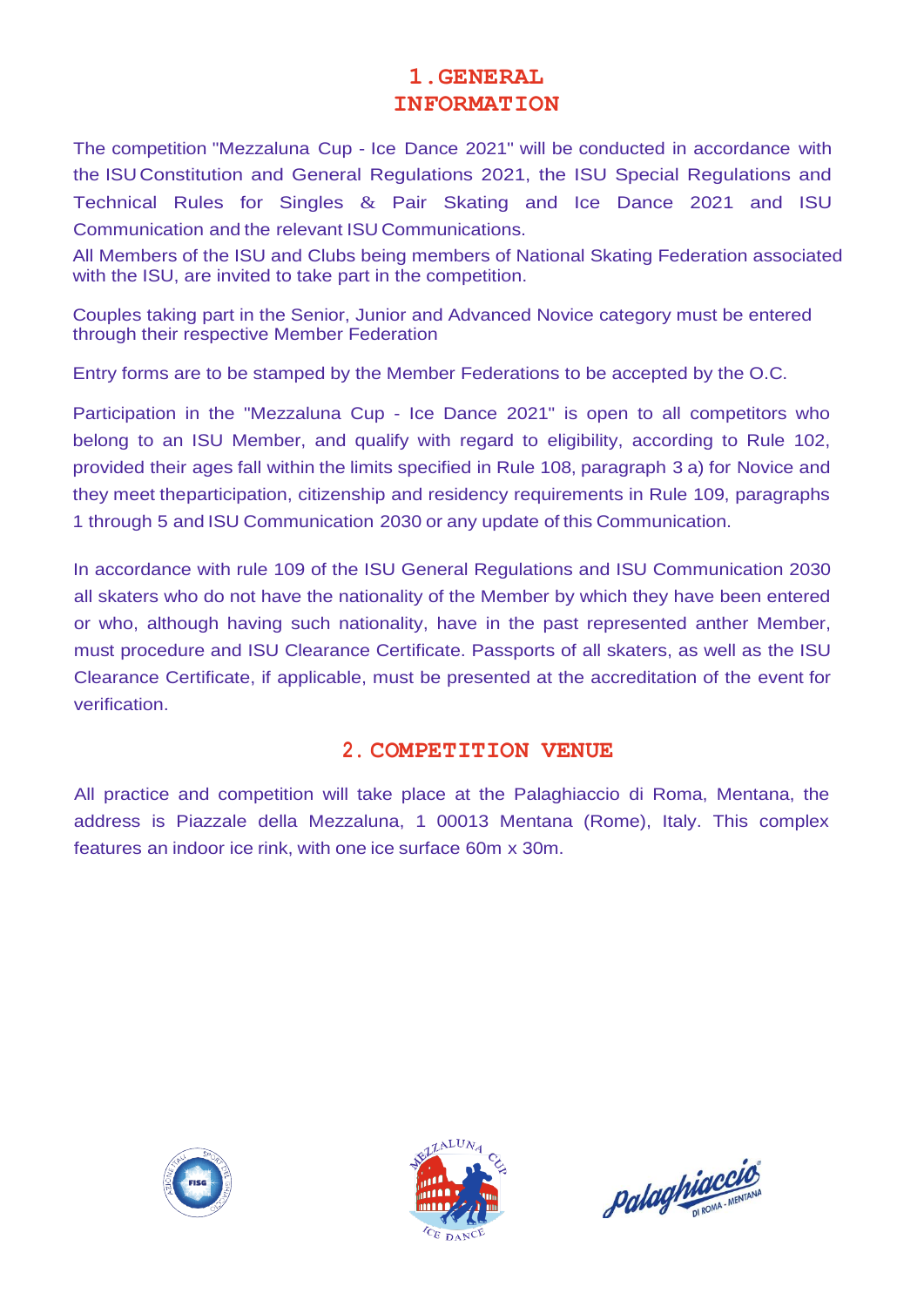# 1. GENERAL INFORMATION

The competition "Mezzaluna Cup - Ice Dance 2021" will be conducted in accordance with the ISU Constitution and General Regulations 2021, the ISU Special Regulations and Technical Rules for Singles & Pair Skating and Ice Dance 2021 and ISU Communication and the relevant ISU Communications.

All Members of the ISU and Clubs being members of National Skating Federation associated with the ISU, are invited to take part in the competition.

Couples taking part in the Senior, Junior and Advanced Novice category must be entered through their respective Member Federation

Entry forms are to be stamped by the Member Federations to be accepted by the O.C.

Participation in the "Mezzaluna Cup - Ice Dance 2021" is open to all competitors who belong to an ISU Member, and qualify with regard to eligibility, according to Rule 102, provided their ages fall within the limits specified in Rule 108, paragraph 3 a) for Novice and they meet theparticipation, citizenship and residency requirements in Rule 109, paragraphs 1 through 5 and ISU Communication 2030 or any update of this Communication.

In accordance with rule 109 of the ISU General Regulations and ISU Communication 2030 all skaters who do not have the nationality of the Member by which they have been entered or who, although having such nationality, have in the past represented anther Member, must procedure and ISU Clearance Certificate. Passports of all skaters, as well as the ISU Clearance Certificate, if applicable, must be presented at the accreditation of the event for verification.

# 2. COMPETITION VENUE

All practice and competition will take place at the Palaghiaccio di Roma, Mentana, the address is Piazzale della Mezzaluna, 1 00013 Mentana (Rome), Italy. This complex features an indoor ice rink, with one ice surface 60m x 30m.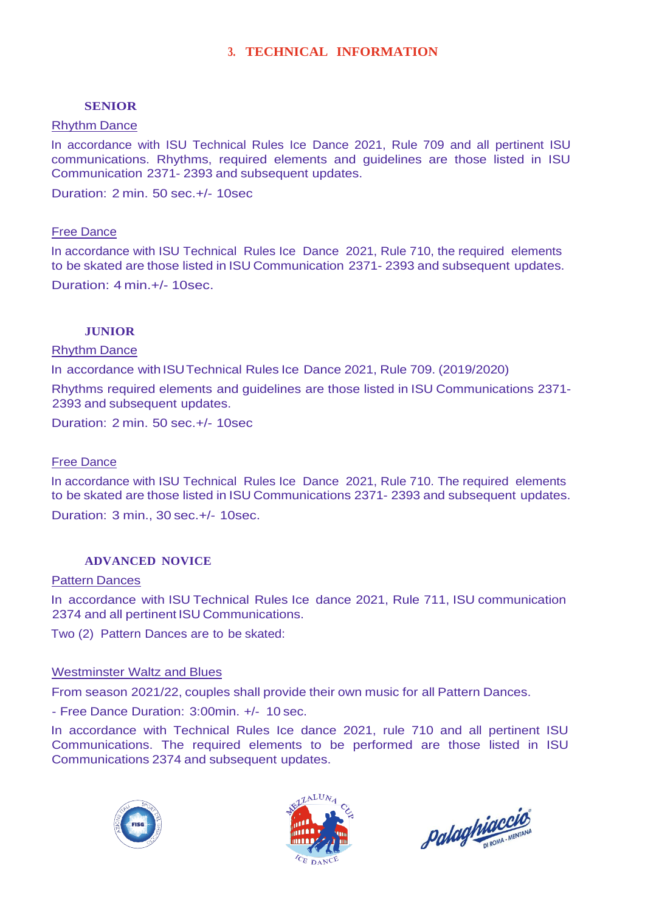## 3. TECHNICAL INFORMATION

### SENIOR

Rhythm Dance

In accordance with ISU Technical Rules Ice Dance 2021, Rule 709 and all pertinent ISU communications. Rhythms, required elements and guidelines are those listed in ISU Communication 2371- 2393 and subsequent updates.

Duration: 2 min. 50 sec.+/- 10sec

Free Dance

In accordance with ISU Technical Rules Ice Dance 2021, Rule 710, the required elements to be skated are those listed in ISU Communication 2371- 2393 and subsequent updates.

Duration: 4 min.+/- 10sec.

### JUNIOR

Rhythm Dance

In accordance with ISU Technical Rules Ice Dance 2021, Rule 709. (2019/2020)

Rhythms required elements and guidelines are those listed in ISU Communications 2371-2393 and subsequent updates.

Duration: 2 min. 50 sec.+/- 10sec

Free Dance

In accordance with ISU Technical Rules Ice Dance 2021, Rule 710. The required elements to be skated are those listed in ISU Communications 2371- 2393 and subsequent updates.

Duration: 3 min., 30 sec.+/- 10sec.

### ADVANCED NOVICE

Pattern Dances

In accordance with ISU Technical Rules Ice dance 2021, Rule 711, ISU communication 2374 and all pertinent ISU Communications.

Two (2) Pattern Dances are to be skated:

Westminster Waltz and Blues

From season 2021/22, couples shall provide their own music for all Pattern Dances.

- Free Dance Duration: 3:00min. +/- 10 sec.

In accordance with Technical Rules Ice dance 2021, rule 710 and all pertinent ISU Communications. The required elements to be performed are those listed in ISU Communications 2374 and subsequent updates.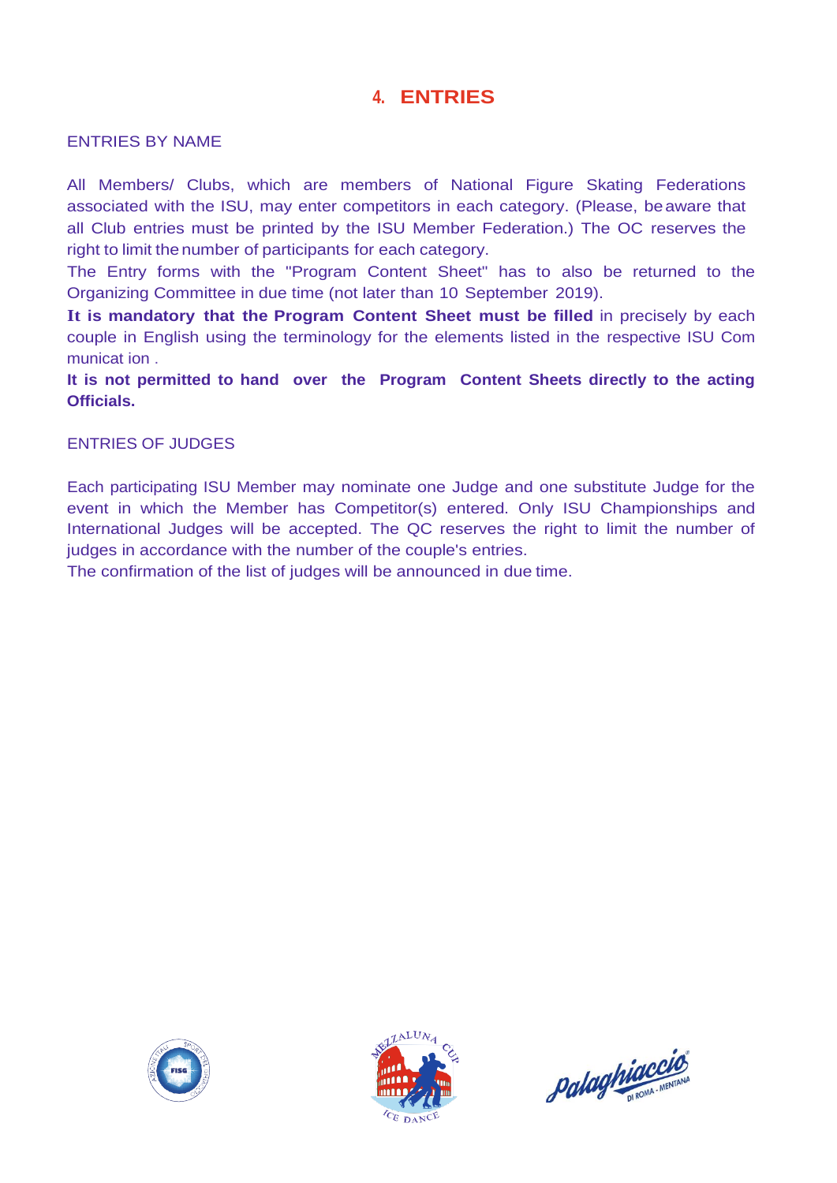# 4. ENTRIES

ENTRIES BY NAME

All Members/ Clubs, which are members of National Figure Skating Federations associated with the ISU, may enter competitors in each category. (Please, be aware that all Club entries must be printed by the ISU Member Federation.) The OC reserves the right to limit the number of participants for each category.

The Entry forms with the "Program Content Sheet" has to also be returned to the Organizing Committee in due time (not later than 10 September 2019).

**It is mandatory that the Program Content Sheet must be filled** in precisely by each couple in English using the terminology for the elements listed in the respective ISU Com municat ion .

**It is not permitted to hand over the Program Content Sheets directly to the acting Officials.**

ENTRIES OF JUDGES

Each participating ISU Member may nominate one Judge and one substitute Judge for the event in which the Member has Competitor(s) entered. Only ISU Championships and International Judges will be accepted. The QC reserves the right to limit the number of judges in accordance with the number of the couple's entries.

The confirmation of the list of judges will be announced in due time.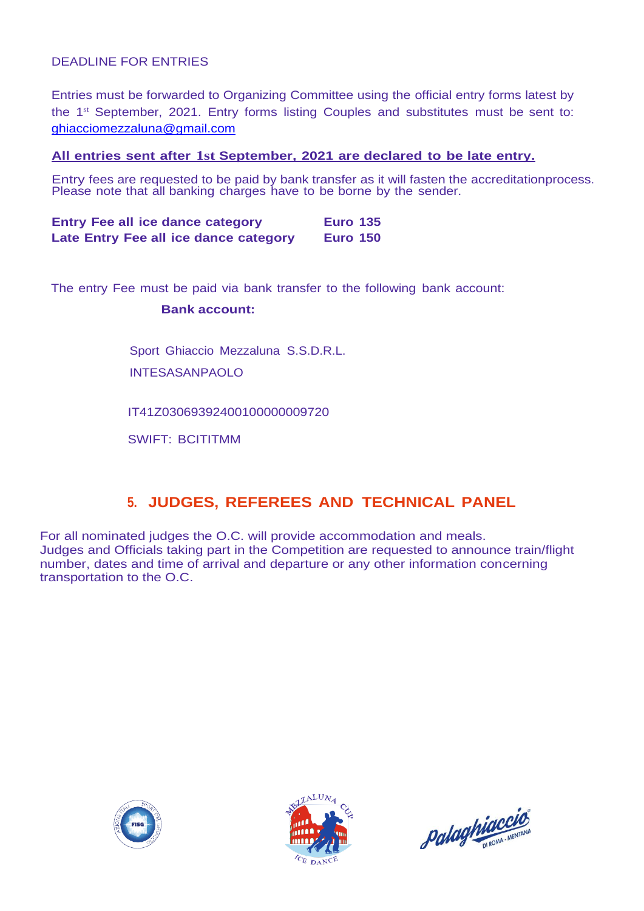DEADLINE FOR ENTRIES

Entries must be forwarded to Organizing Committee using the official entry forms latest by the 1st September, 2021. Entry forms listing Couples and substitutes must be sent to: ghiacciomezzaluna@gmail.com

**All entries sent after 1st September, 2021 are declared to be late entry.**

Entry fees are requested to be paid by bank transfer as it will fasten the accreditationprocess. Please note that all banking charges have to be borne by the sender.

| | |
|---|---|
| **Entry Fee all ice dance category** | **Euro 135** |
| **Late Entry Fee all ice dance category** | **Euro 150** |

The entry Fee must be paid via bank transfer to the following bank account:

**Bank account:**

Sport Ghiaccio Mezzaluna S.S.D.R.L.

INTESASANPAOLO

IT41Z0306939240010000000972O

SWIFT: BCITITMM

## 5. JUDGES, REFEREES AND TECHNICAL PANEL

For all nominated judges the O.C. will provide accommodation and meals.
Judges and Officials taking part in the Competition are requested to announce train/flight number, dates and time of arrival and departure or any other information concerning transportation to the O.C.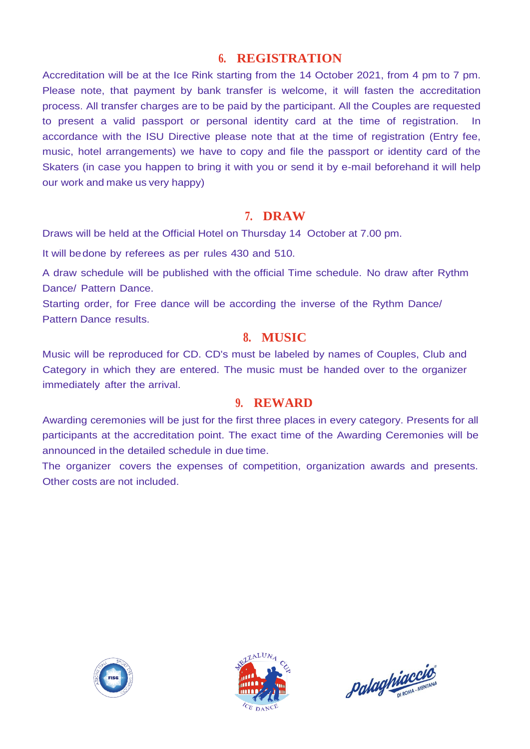## 6. REGISTRATION

Accreditation will be at the Ice Rink starting from the 14 October 2021, from 4 pm to 7 pm. Please note, that payment by bank transfer is welcome, it will fasten the accreditation process. All transfer charges are to be paid by the participant. All the Couples are requested to present a valid passport or personal identity card at the time of registration. In accordance with the ISU Directive please note that at the time of registration (Entry fee, music, hotel arrangements) we have to copy and file the passport or identity card of the Skaters (in case you happen to bring it with you or send it by e-mail beforehand it will help our work and make us very happy)

## 7. DRAW

Draws will be held at the Official Hotel on Thursday 14 October at 7.00 pm.

It will be done by referees as per rules 430 and 510.

A draw schedule will be published with the official Time schedule. No draw after Rythm Dance/ Pattern Dance.

Starting order, for Free dance will be according the inverse of the Rythm Dance/ Pattern Dance results.

## 8. MUSIC

Music will be reproduced for CD. CD's must be labeled by names of Couples, Club and Category in which they are entered. The music must be handed over to the organizer immediately after the arrival.

## 9. REWARD

Awarding ceremonies will be just for the first three places in every category. Presents for all participants at the accreditation point. The exact time of the Awarding Ceremonies will be announced in the detailed schedule in due time.

The organizer covers the expenses of competition, organization awards and presents. Other costs are not included.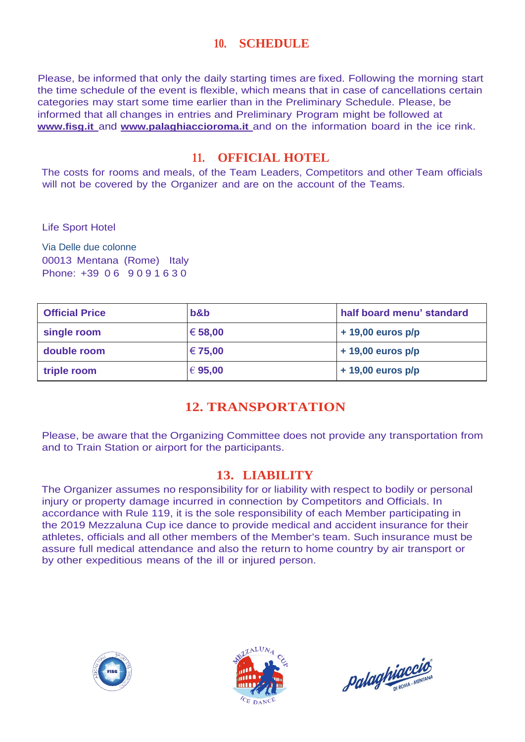## 10. SCHEDULE

Please, be informed that only the daily starting times are fixed. Following the morning start the time schedule of the event is flexible, which means that in case of cancellations certain categories may start some time earlier than in the Preliminary Schedule. Please, be informed that all changes in entries and Preliminary Program might be followed at **www.fisg.it** and **www.palaghiaccioroma.it** and on the information board in the ice rink.

## 11. OFFICIAL HOTEL

The costs for rooms and meals, of the Team Leaders, Competitors and other Team officials will not be covered by the Organizer and are on the account of the Teams.

Life Sport Hotel

Via Delle due colonne
00013 Mentana (Rome) Italy
Phone: +39 0 6 9 0 9 1 6 3 0

| Official Price | b&b | half board menu' standard |
|---|---|---|
| single room | € 58,00 | + 19,00 euros p/p |
| double room | € 75,00 | + 19,00 euros p/p |
| triple room | € 95,00 | + 19,00 euros p/p |

## 12. TRANSPORTATION

Please, be aware that the Organizing Committee does not provide any transportation from and to Train Station or airport for the participants.

## 13. LIABILITY

The Organizer assumes no responsibility for or liability with respect to bodily or personal injury or property damage incurred in connection by Competitors and Officials. In accordance with Rule 119, it is the sole responsibility of each Member participating in the 2019 Mezzaluna Cup ice dance to provide medical and accident insurance for their athletes, officials and all other members of the Member's team. Such insurance must be assure full medical attendance and also the return to home country by air transport or by other expeditious means of the ill or injured person.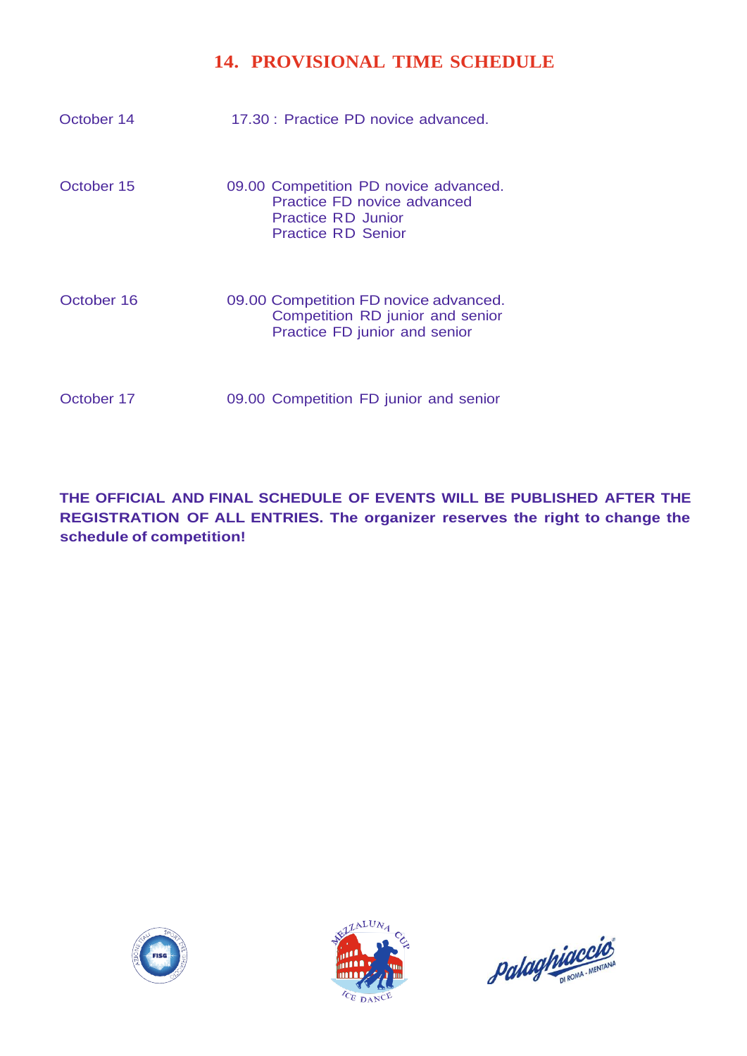## 14. PROVISIONAL TIME SCHEDULE

| | |
|---|---|
| October 14 | 17.30 : Practice PD novice advanced. |
| October 15 | 09.00 Competition PD novice advanced.<br>Practice FD novice advanced<br>Practice RD Junior<br>Practice RD Senior |
| October 16 | 09.00 Competition FD novice advanced.<br>Competition RD junior and senior<br>Practice FD junior and senior |
| October 17 | 09.00 Competition FD junior and senior |

**THE OFFICIAL AND FINAL SCHEDULE OF EVENTS WILL BE PUBLISHED AFTER THE REGISTRATION OF ALL ENTRIES. The organizer reserves the right to change the schedule of competition!**